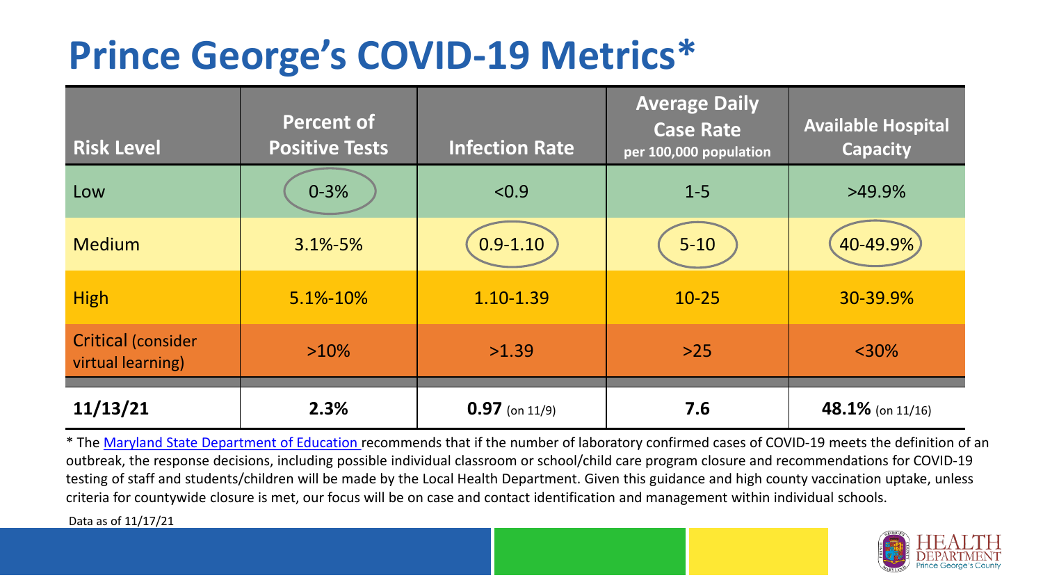# Prince George's COVID-19 Metrics*

| Risk Level | Percent of Positive Tests | Infection Rate | Average Daily Case Rate per 100,000 population | Available Hospital Capacity |
|---|---|---|---|---|
| Low | 0-3% | <0.9 | 1-5 | >49.9% |
| Medium | 3.1%-5% | 0.9-1.10 | 5-10 | 40-49.9% |
| High | 5.1%-10% | 1.10-1.39 | 10-25 | 30-39.9% |
| Critical (consider virtual learning) | >10% | >1.39 | >25 | <30% |
| **11/13/21** | **2.3%** | **0.97** (on 11/9) | **7.6** | **48.1%** (on 11/16) |

* The Maryland State Department of Education recommends that if the number of laboratory confirmed cases of COVID-19 meets the definition of an outbreak, the response decisions, including possible individual classroom or school/child care program closure and recommendations for COVID-19 testing of staff and students/children will be made by the Local Health Department. Given this guidance and high county vaccination uptake, unless criteria for countywide closure is met, our focus will be on case and contact identification and management within individual schools.

Data as of 11/17/21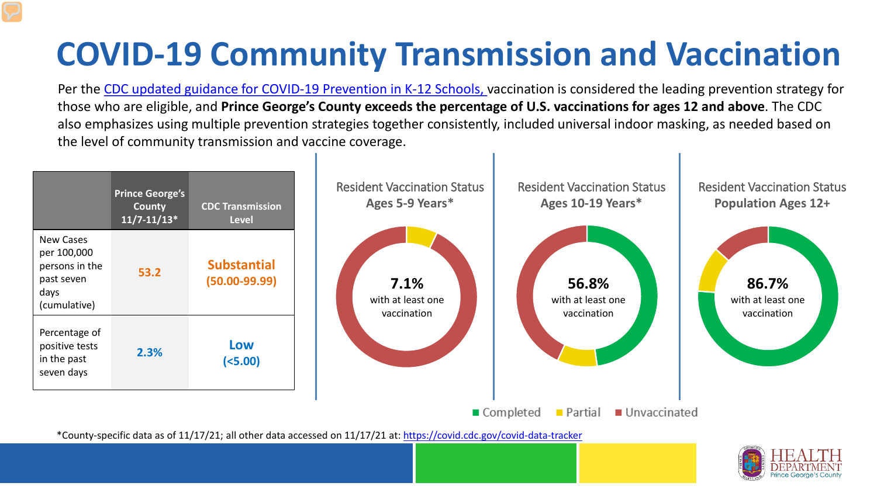# COVID-19 Community Transmission and Vaccination

Per the CDC updated guidance for COVID-19 Prevention in K-12 Schools, vaccination is considered the leading prevention strategy for those who are eligible, and **Prince George's County exceeds the percentage of U.S. vaccinations for ages 12 and above**. The CDC also emphasizes using multiple prevention strategies together consistently, included universal indoor masking, as needed based on the level of community transmission and vaccine coverage.

| | Prince George's County 11/7-11/13* | CDC Transmission Level |
|---|---|---|
| New Cases per 100,000 persons in the past seven days (cumulative) | 53.2 | Substantial (50.00-99.99) |
| Percentage of positive tests in the past seven days | 2.3% | Low (<5.00) |

**Resident Vaccination Status Ages 5-9 Years***

7.1% with at least one vaccination

**Resident Vaccination Status Ages 10-19 Years***

56.8% with at least one vaccination

**Resident Vaccination Status Population Ages 12+**

86.7% with at least one vaccination

Completed | Partial | Unvaccinated

*County-specific data as of 11/17/21; all other data accessed on 11/17/21 at: https://covid.cdc.gov/covid-data-tracker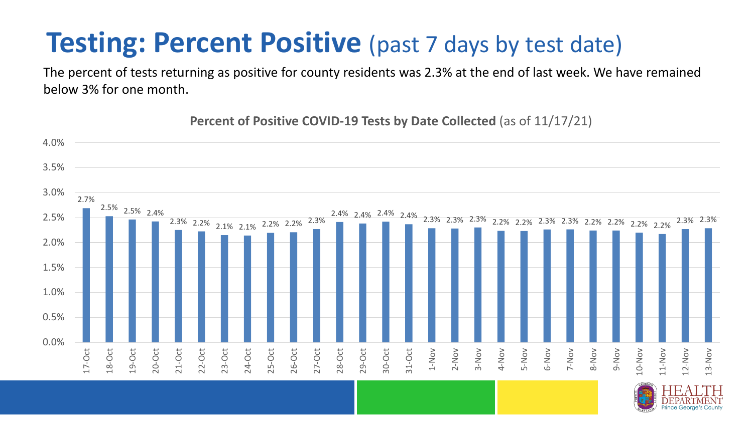# **Testing: Percent Positive** (past 7 days by test date)

The percent of tests returning as positive for county residents was 2.3% at the end of last week. We have remained below 3% for one month.

**Percent of Positive COVID-19 Tests by Date Collected** (as of 11/17/21)

| Date | Percent Positive |
|---|---|
| 17-Oct | 2.7% |
| 18-Oct | 2.5% |
| 19-Oct | 2.5% |
| 20-Oct | 2.4% |
| 21-Oct | 2.3% |
| 22-Oct | 2.2% |
| 23-Oct | 2.1% |
| 24-Oct | 2.1% |
| 25-Oct | 2.2% |
| 26-Oct | 2.2% |
| 27-Oct | 2.3% |
| 28-Oct | 2.4% |
| 29-Oct | 2.4% |
| 30-Oct | 2.4% |
| 31-Oct | 2.4% |
| 1-Nov | 2.3% |
| 2-Nov | 2.3% |
| 3-Nov | 2.3% |
| 4-Nov | 2.2% |
| 5-Nov | 2.2% |
| 6-Nov | 2.3% |
| 7-Nov | 2.3% |
| 8-Nov | 2.2% |
| 9-Nov | 2.2% |
| 10-Nov | 2.2% |
| 11-Nov | 2.2% |
| 12-Nov | 2.3% |
| 13-Nov | 2.3% |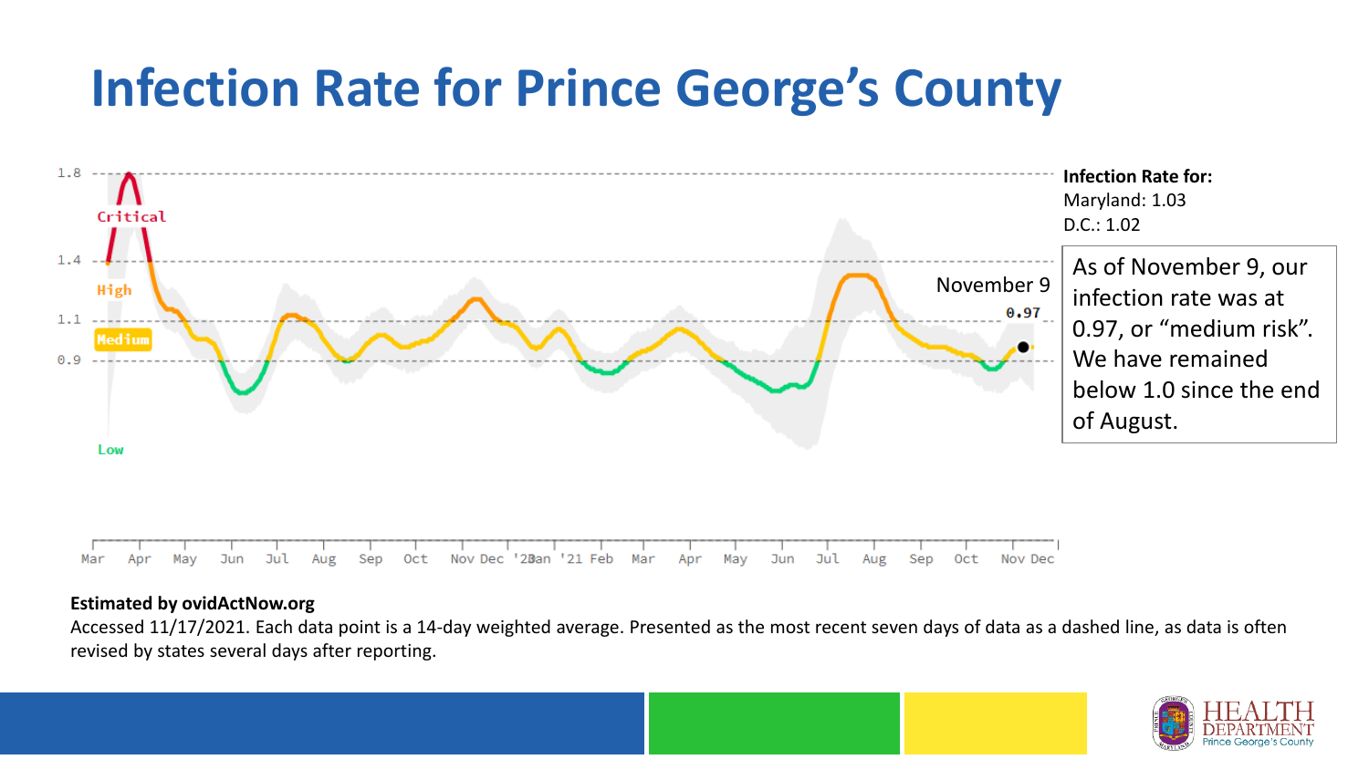# Infection Rate for Prince George's County

**Infection Rate for:**
Maryland: 1.03
D.C.: 1.02

As of November 9, our infection rate was at 0.97, or "medium risk". We have remained below 1.0 since the end of August.

**Estimated by ovidActNow.org**

Accessed 11/17/2021. Each data point is a 14-day weighted average. Presented as the most recent seven days of data as a dashed line, as data is often revised by states several days after reporting.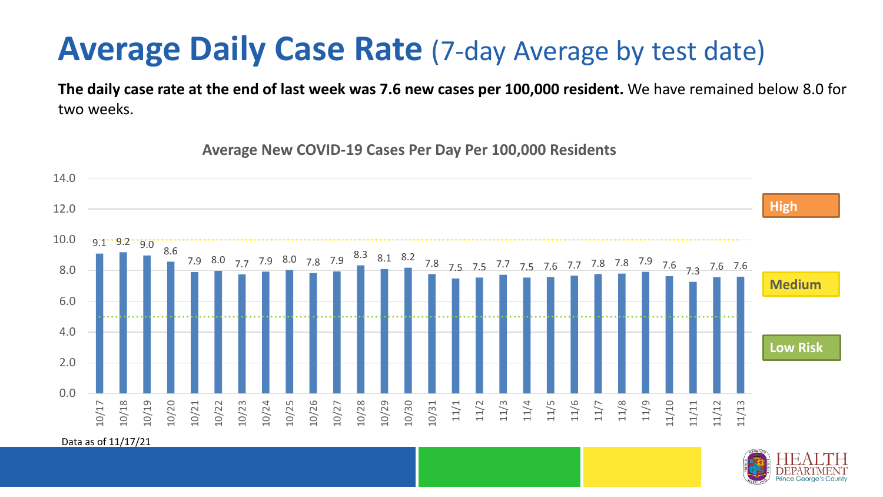# Average Daily Case Rate (7-day Average by test date)

**The daily case rate at the end of last week was 7.6 new cases per 100,000 resident.** We have remained below 8.0 for two weeks.

**Average New COVID-19 Cases Per Day Per 100,000 Residents**

| Date | Rate |
|---|---|
| 10/17 | 9.1 |
| 10/18 | 9.2 |
| 10/19 | 9.0 |
| 10/20 | 8.6 |
| 10/21 | 7.9 |
| 10/22 | 8.0 |
| 10/23 | 7.7 |
| 10/24 | 7.9 |
| 10/25 | 8.0 |
| 10/26 | 7.8 |
| 10/27 | 7.9 |
| 10/28 | 8.3 |
| 10/29 | 8.1 |
| 10/30 | 8.2 |
| 10/31 | 7.8 |
| 11/1 | 7.5 |
| 11/2 | 7.5 |
| 11/3 | 7.7 |
| 11/4 | 7.5 |
| 11/5 | 7.6 |
| 11/6 | 7.7 |
| 11/7 | 7.8 |
| 11/8 | 7.8 |
| 11/9 | 7.9 |
| 11/10 | 7.6 |
| 11/11 | 7.3 |
| 11/12 | 7.6 |
| 11/13 | 7.6 |

High

Medium

Low Risk

Data as of 11/17/21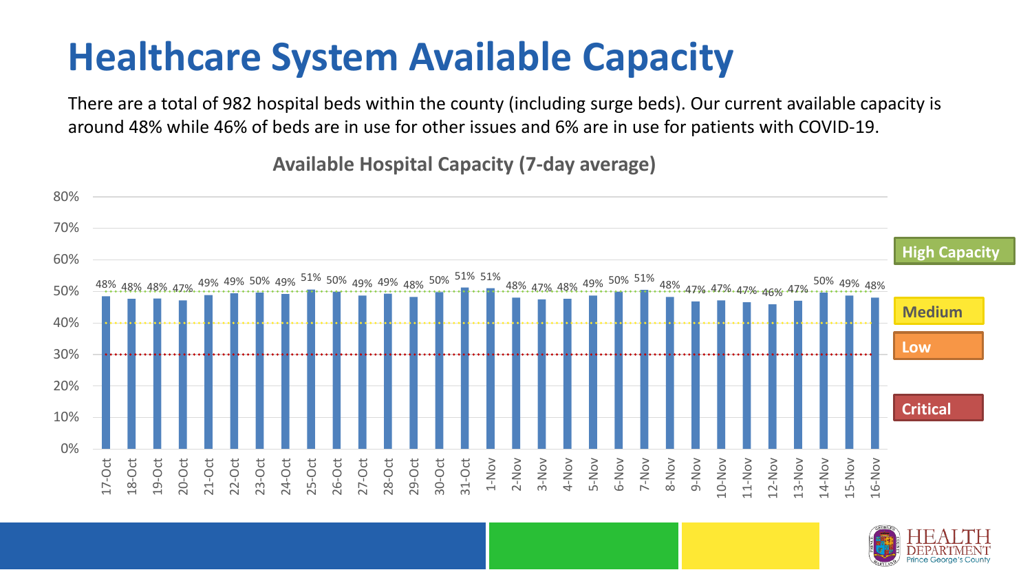# Healthcare System Available Capacity

There are a total of 982 hospital beds within the county (including surge beds). Our current available capacity is around 48% while 46% of beds are in use for other issues and 6% are in use for patients with COVID-19.

Available Hospital Capacity (7-day average)

80%
70%
60%
50%
40%
30%
20%
10%
0%

48% 48% 48% 47% 49% 49% 50% 49% 51% 50% 49% 49% 48% 50% 51% 51% 48% 47% 48% 49% 50% 51% 48% 47% 47% 47% 46% 47% 50% 49% 48%

17-Oct 18-Oct 19-Oct 20-Oct 21-Oct 22-Oct 23-Oct 24-Oct 25-Oct 26-Oct 27-Oct 28-Oct 29-Oct 30-Oct 31-Oct 1-Nov 2-Nov 3-Nov 4-Nov 5-Nov 6-Nov 7-Nov 8-Nov 9-Nov 10-Nov 11-Nov 12-Nov 13-Nov 14-Nov 15-Nov 16-Nov

High Capacity

Medium

Low

Critical